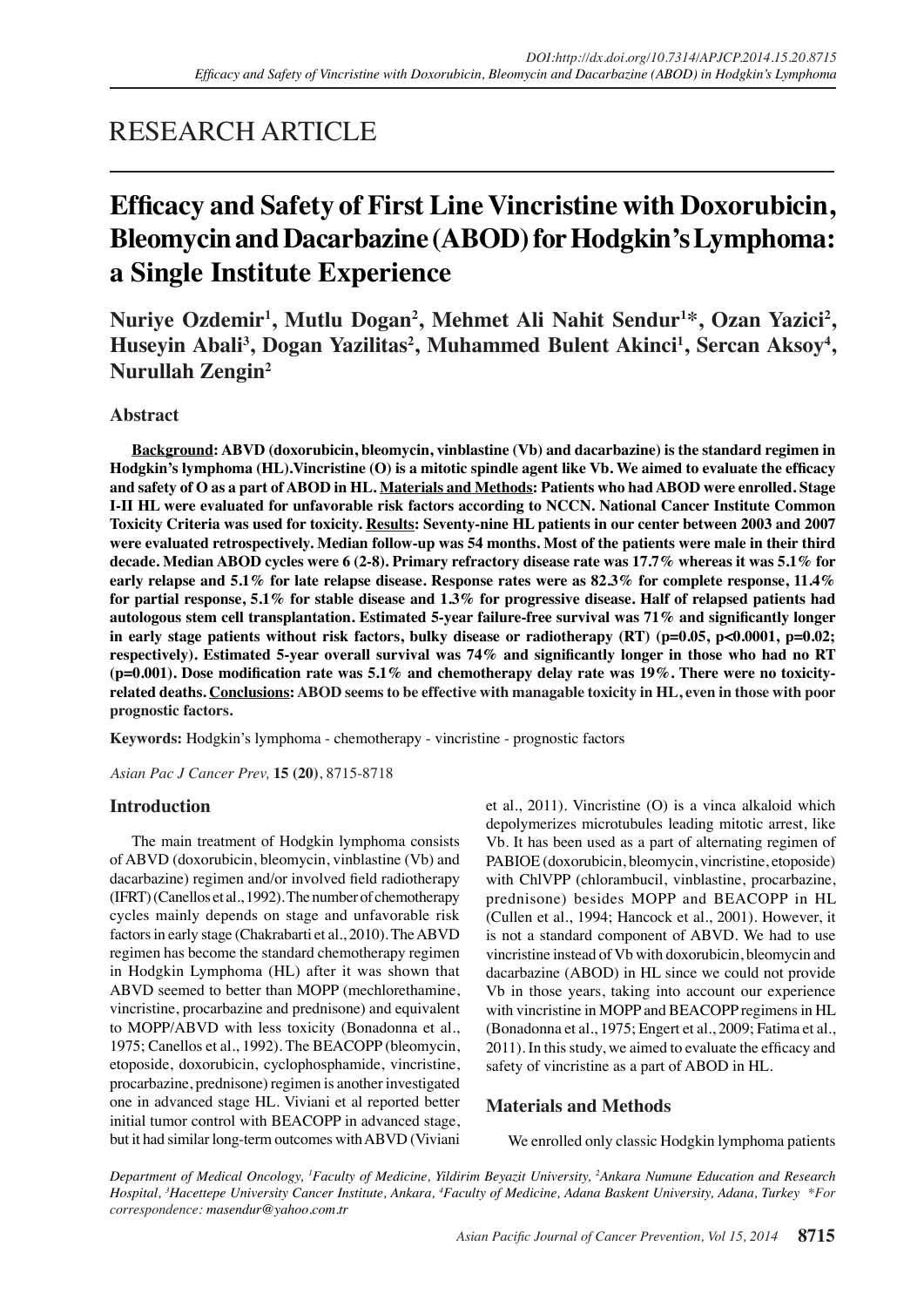RESEARCH ARTICLE

# Efficacy and Safety of First Line Vincristine with Doxorubicin, Bleomycin and Dacarbazine (ABOD) for Hodgkin's Lymphoma: a Single Institute Experience

**Nuriye Ozdemir[1], Mutlu Dogan[2], Mehmet Ali Nahit Sendur[1]*, Ozan Yazici[2], Huseyin Abali[3], Dogan Yazilitas[2], Muhammed Bulent Akinci[1], Sercan Aksoy[4], Nurullah Zengin[2]**

## Abstract

**Background: ABVD (doxorubicin, bleomycin, vinblastine (Vb) and dacarbazine) is the standard regimen in Hodgkin's lymphoma (HL).Vincristine (O) is a mitotic spindle agent like Vb. We aimed to evaluate the efficacy and safety of O as a part of ABOD in HL. Materials and Methods: Patients who had ABOD were enrolled. Stage I-II HL were evaluated for unfavorable risk factors according to NCCN. National Cancer Institute Common Toxicity Criteria was used for toxicity. Results: Seventy-nine HL patients in our center between 2003 and 2007 were evaluated retrospectively. Median follow-up was 54 months. Most of the patients were male in their third decade. Median ABOD cycles were 6 (2-8). Primary refractory disease rate was 17.7% whereas it was 5.1% for early relapse and 5.1% for late relapse disease. Response rates were as 82.3% for complete response, 11.4% for partial response, 5.1% for stable disease and 1.3% for progressive disease. Half of relapsed patients had autologous stem cell transplantation. Estimated 5-year failure-free survival was 71% and significantly longer in early stage patients without risk factors, bulky disease or radiotherapy (RT) ($p=0.05$, $p<0.0001$, $p=0.02$; respectively). Estimated 5-year overall survival was 74% and significantly longer in those who had no RT ($p=0.001$). Dose modification rate was 5.1% and chemotherapy delay rate was 19%. There were no toxicity-related deaths. Conclusions: ABOD seems to be effective with managable toxicity in HL, even in those with poor prognostic factors.**

**Keywords:** Hodgkin's lymphoma - chemotherapy - vincristine - prognostic factors

## Introduction

The main treatment of Hodgkin lymphoma consists of ABVD (doxorubicin, bleomycin, vinblastine (Vb) and dacarbazine) regimen and/or involved field radiotherapy (IFRT) (Canellos et al., 1992). The number of chemotherapy cycles mainly depends on stage and unfavorable risk factors in early stage (Chakrabarti et al., 2010). The ABVD regimen has become the standard chemotherapy regimen in Hodgkin Lymphoma (HL) after it was shown that ABVD seemed to better than MOPP (mechlorethamine, vincristine, procarbazine and prednisone) and equivalent to MOPP/ABVD with less toxicity (Bonadonna et al., 1975; Canellos et al., 1992). The BEACOPP (bleomycin, etoposide, doxorubicin, cyclophosphamide, vincristine, procarbazine, prednisone) regimen is another investigated one in advanced stage HL. Viviani et al reported better initial tumor control with BEACOPP in advanced stage, but it had similar long-term outcomes with ABVD (Viviani et al., 2011). Vincristine (O) is a vinca alkaloid which depolymerizes microtubules leading mitotic arrest, like Vb. It has been used as a part of alternating regimen of PABIOE (doxorubicin, bleomycin, vincristine, etoposide) with ChlVPP (chlorambucil, vinblastine, procarbazine, prednisone) besides MOPP and BEACOPP in HL (Cullen et al., 1994; Hancock et al., 2001). However, it is not a standard component of ABVD. We had to use vincristine instead of Vb with doxorubicin, bleomycin and dacarbazine (ABOD) in HL since we could not provide Vb in those years, taking into account our experience with vincristine in MOPP and BEACOPP regimens in HL (Bonadonna et al., 1975; Engert et al., 2009; Fatima et al., 2011). In this study, we aimed to evaluate the efficacy and safety of vincristine as a part of ABOD in HL.

## Materials and Methods

We enrolled only classic Hodgkin lymphoma patients

*Department of Medical Oncology, [1]Faculty of Medicine, Yildirim Beyazit University, [2]Ankara Numune Education and Research Hospital, [3]Hacettepe University Cancer Institute, Ankara, [4]Faculty of Medicine, Adana Baskent University, Adana, Turkey \*For correspondence: masendur@yahoo.com.tr*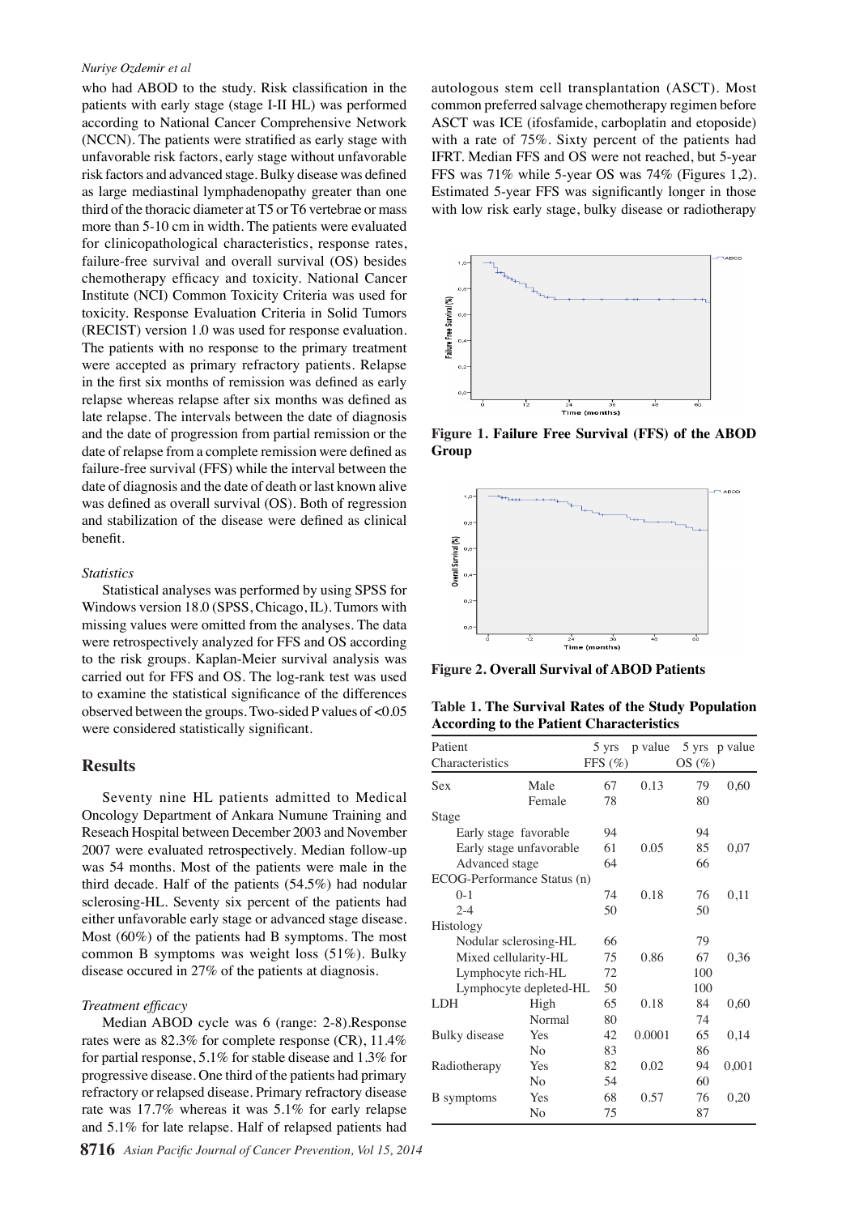who had ABOD to the study. Risk classification in the patients with early stage (stage I-II HL) was performed according to National Cancer Comprehensive Network (NCCN). The patients were stratified as early stage with unfavorable risk factors, early stage without unfavorable risk factors and advanced stage. Bulky disease was defined as large mediastinal lymphadenopathy greater than one third of the thoracic diameter at T5 or T6 vertebrae or mass more than 5-10 cm in width. The patients were evaluated for clinicopathological characteristics, response rates, failure-free survival and overall survival (OS) besides chemotherapy efficacy and toxicity. National Cancer Institute (NCI) Common Toxicity Criteria was used for toxicity. Response Evaluation Criteria in Solid Tumors (RECIST) version 1.0 was used for response evaluation. The patients with no response to the primary treatment were accepted as primary refractory patients. Relapse in the first six months of remission was defined as early relapse whereas relapse after six months was defined as late relapse. The intervals between the date of diagnosis and the date of progression from partial remission or the date of relapse from a complete remission were defined as failure-free survival (FFS) while the interval between the date of diagnosis and the date of death or last known alive was defined as overall survival (OS). Both of regression and stabilization of the disease were defined as clinical benefit.

### *Statistics*

Statistical analyses was performed by using SPSS for Windows version 18.0 (SPSS, Chicago, IL). Tumors with missing values were omitted from the analyses. The data were retrospectively analyzed for FFS and OS according to the risk groups. Kaplan-Meier survival analysis was carried out for FFS and OS. The log-rank test was used to examine the statistical significance of the differences observed between the groups. Two-sided P values of <0.05 were considered statistically significant.

## Results

Seventy nine HL patients admitted to Medical Oncology Department of Ankara Numune Training and Reseach Hospital between December 2003 and November 2007 were evaluated retrospectively. Median follow-up was 54 months. Most of the patients were male in the third decade. Half of the patients (54.5%) had nodular sclerosing-HL. Seventy six percent of the patients had either unfavorable early stage or advanced stage disease. Most (60%) of the patients had B symptoms. The most common B symptoms was weight loss (51%). Bulky disease occured in 27% of the patients at diagnosis.

### *Treatment efficacy*

Median ABOD cycle was 6 (range: 2-8).Response rates were as 82.3% for complete response (CR), 11.4% for partial response, 5.1% for stable disease and 1.3% for progressive disease. One third of the patients had primary refractory or relapsed disease. Primary refractory disease rate was 17.7% whereas it was 5.1% for early relapse and 5.1% for late relapse. Half of relapsed patients had autologous stem cell transplantation (ASCT). Most common preferred salvage chemotherapy regimen before ASCT was ICE (ifosfamide, carboplatin and etoposide) with a rate of 75%. Sixty percent of the patients had IFRT. Median FFS and OS were not reached, but 5-year FFS was 71% while 5-year OS was 74% (Figures 1,2). Estimated 5-year FFS was significantly longer in those with low risk early stage, bulky disease or radiotherapy

**Figure 1. Failure Free Survival (FFS) of the ABOD Group**

**Figure 2. Overall Survival of ABOD Patients**

**Table 1. The Survival Rates of the Study Population According to the Patient Characteristics**

| Patient Characteristics | | 5 yrs FFS (%) | p value | 5 yrs OS (%) | p value |
|---|---|---|---|---|---|
| Sex | Male | 67 | 0.13 | 79 | 0,60 |
| | Female | 78 | | 80 | |
| Stage | | | | | |
| Early stage favorable | | 94 | | 94 | |
| Early stage unfavorable | | 61 | 0.05 | 85 | 0,07 |
| Advanced stage | | 64 | | 66 | |
| ECOG-Performance Status (n) | | | | | |
| 0-1 | | 74 | 0.18 | 76 | 0,11 |
| 2-4 | | 50 | | 50 | |
| Histology | | | | | |
| Nodular sclerosing-HL | | 66 | | 79 | |
| Mixed cellularity-HL | | 75 | 0.86 | 67 | 0,36 |
| Lymphocyte rich-HL | | 72 | | 100 | |
| Lymphocyte depleted-HL | | 50 | | 100 | |
| LDH | High | 65 | 0.18 | 84 | 0,60 |
| | Normal | 80 | | 74 | |
| Bulky disease | Yes | 42 | 0.0001 | 65 | 0,14 |
| | No | 83 | | 86 | |
| Radiotherapy | Yes | 82 | 0.02 | 94 | 0,001 |
| | No | 54 | | 60 | |
| B symptoms | Yes | 68 | 0.57 | 76 | 0,20 |
| | No | 75 | | 87 | |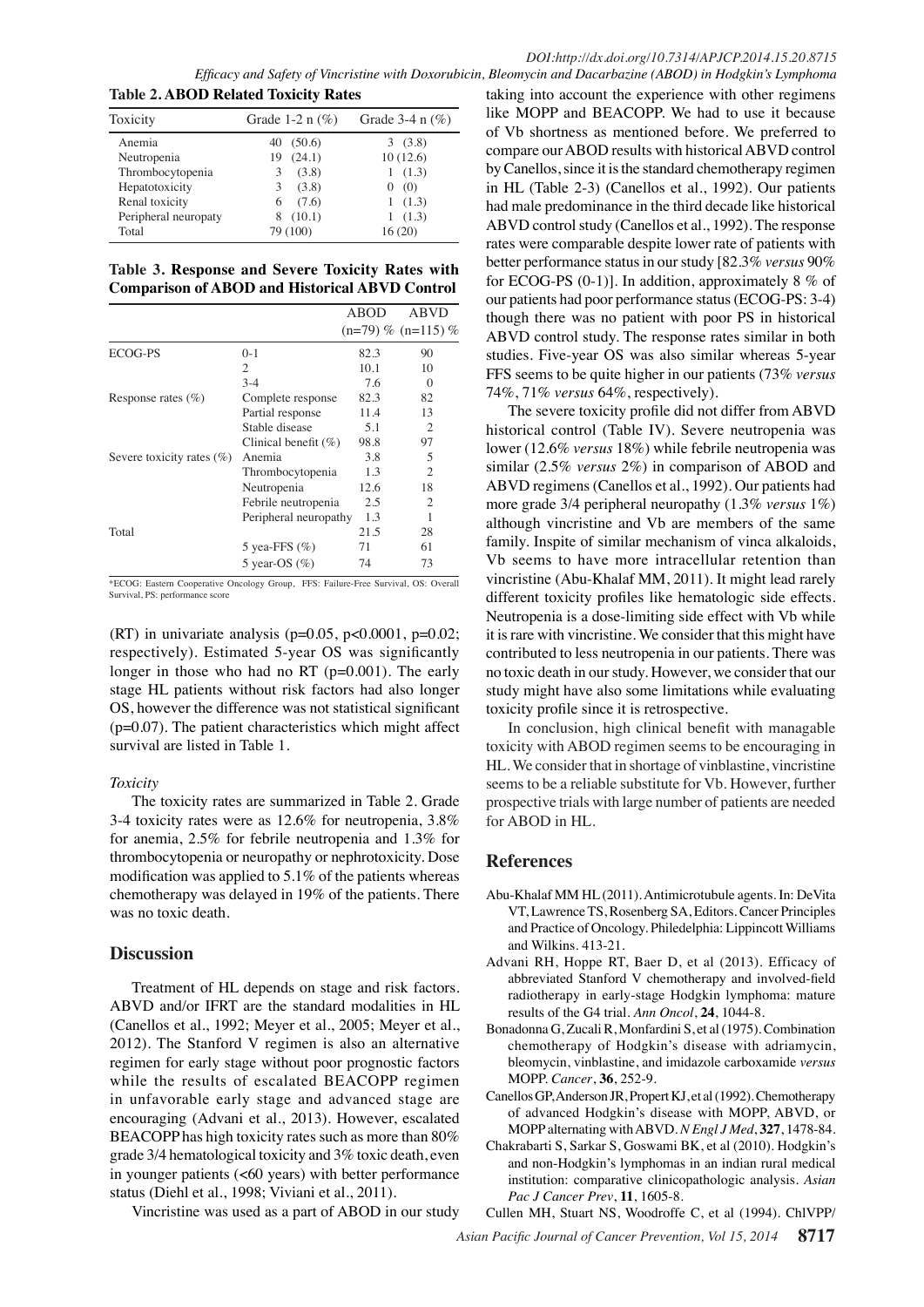**Table 2. ABOD Related Toxicity Rates**

| Toxicity | Grade 1-2 n (%) | Grade 3-4 n (%) |
|---|---|---|
| Anemia | 40 (50.6) | 3 (3.8) |
| Neutropenia | 19 (24.1) | 10 (12.6) |
| Thrombocytopenia | 3 (3.8) | 1 (1.3) |
| Hepatotoxicity | 3 (3.8) | 0 (0) |
| Renal toxicity | 6 (7.6) | 1 (1.3) |
| Peripheral neuropaty | 8 (10.1) | 1 (1.3) |
| Total | 79 (100) | 16 (20) |

**Table 3. Response and Severe Toxicity Rates with Comparison of ABOD and Historical ABVD Control**

| | | ABOD (n=79) % | ABVD (n=115) % |
|---|---|---|---|
| ECOG-PS | 0-1 | 82.3 | 90 |
| | 2 | 10.1 | 10 |
| | 3-4 | 7.6 | 0 |
| Response rates (%) | Complete response | 82.3 | 82 |
| | Partial response | 11.4 | 13 |
| | Stable disease | 5.1 | 2 |
| | Clinical benefit (%) | 98.8 | 97 |
| Severe toxicity rates (%) | Anemia | 3.8 | 5 |
| | Thrombocytopenia | 1.3 | 2 |
| | Neutropenia | 12.6 | 18 |
| | Febrile neutropenia | 2.5 | 2 |
| | Peripheral neuropathy | 1.3 | 1 |
| Total | | 21.5 | 28 |
| | 5 yea-FFS (%) | 71 | 61 |
| | 5 year-OS (%) | 74 | 73 |

*ECOG: Eastern Cooperative Oncology Group, FFS: Failure-Free Survival, OS: Overall Survival, PS: performance score

(RT) in univariate analysis ($p=0.05$, $p<0.0001$, $p=0.02$; respectively). Estimated 5-year OS was significantly longer in those who had no RT ($p=0.001$). The early stage HL patients without risk factors had also longer OS, however the difference was not statistical significant ($p=0.07$). The patient characteristics which might affect survival are listed in Table 1.

### *Toxicity*

The toxicity rates are summarized in Table 2. Grade 3-4 toxicity rates were as 12.6% for neutropenia, 3.8% for anemia, 2.5% for febrile neutropenia and 1.3% for thrombocytopenia or neuropathy or nephrotoxicity. Dose modification was applied to 5.1% of the patients whereas chemotherapy was delayed in 19% of the patients. There was no toxic death.

## Discussion

Treatment of HL depends on stage and risk factors. ABVD and/or IFRT are the standard modalities in HL (Canellos et al., 1992; Meyer et al., 2005; Meyer et al., 2012). The Stanford V regimen is also an alternative regimen for early stage without poor prognostic factors while the results of escalated BEACOPP regimen in unfavorable early stage and advanced stage are encouraging (Advani et al., 2013). However, escalated BEACOPP has high toxicity rates such as more than 80% grade 3/4 hematological toxicity and 3% toxic death, even in younger patients (<60 years) with better performance status (Diehl et al., 1998; Viviani et al., 2011).

Vincristine was used as a part of ABOD in our study taking into account the experience with other regimens like MOPP and BEACOPP. We had to use it because of Vb shortness as mentioned before. We preferred to compare our ABOD results with historical ABVD control by Canellos, since it is the standard chemotherapy regimen in HL (Table 2-3) (Canellos et al., 1992). Our patients had male predominance in the third decade like historical ABVD control study (Canellos et al., 1992). The response rates were comparable despite lower rate of patients with better performance status in our study [82.3% *versus* 90% for ECOG-PS (0-1)]. In addition, approximately 8 % of our patients had poor performance status (ECOG-PS: 3-4) though there was no patient with poor PS in historical ABVD control study. The response rates similar in both studies. Five-year OS was also similar whereas 5-year FFS seems to be quite higher in our patients (73% *versus* 74%, 71% *versus* 64%, respectively).

The severe toxicity profile did not differ from ABVD historical control (Table IV). Severe neutropenia was lower (12.6% *versus* 18%) while febrile neutropenia was similar (2.5% *versus* 2%) in comparison of ABOD and ABVD regimens (Canellos et al., 1992). Our patients had more grade 3/4 peripheral neuropathy (1.3% *versus* 1%) although vincristine and Vb are members of the same family. Inspite of similar mechanism of vinca alkaloids, Vb seems to have more intracellular retention than vincristine (Abu-Khalaf MM, 2011). It might lead rarely different toxicity profiles like hematologic side effects. Neutropenia is a dose-limiting side effect with Vb while it is rare with vincristine. We consider that this might have contributed to less neutropenia in our patients. There was no toxic death in our study. However, we consider that our study might have also some limitations while evaluating toxicity profile since it is retrospective.

In conclusion, high clinical benefit with managable toxicity with ABOD regimen seems to be encouraging in HL. We consider that in shortage of vinblastine, vincristine seems to be a reliable substitute for Vb. However, further prospective trials with large number of patients are needed for ABOD in HL.

## References

Abu-Khalaf MM HL (2011). Antimicrotubule agents. In: DeVita VT, Lawrence TS, Rosenberg SA, Editors. Cancer Principles and Practice of Oncology. Philedelphia: Lippincott Williams and Wilkins. 413-21.

Advani RH, Hoppe RT, Baer D, et al (2013). Efficacy of abbreviated Stanford V chemotherapy and involved-field radiotherapy in early-stage Hodgkin lymphoma: mature results of the G4 trial. *Ann Oncol*, **24**, 1044-8.

Bonadonna G, Zucali R, Monfardini S, et al (1975). Combination chemotherapy of Hodgkin's disease with adriamycin, bleomycin, vinblastine, and imidazole carboxamide *versus* MOPP. *Cancer*, **36**, 252-9.

Canellos GP, Anderson JR, Propert KJ, et al (1992). Chemotherapy of advanced Hodgkin's disease with MOPP, ABVD, or MOPP alternating with ABVD. *N Engl J Med*, **327**, 1478-84.

Chakrabarti S, Sarkar S, Goswami BK, et al (2010). Hodgkin's and non-Hodgkin's lymphomas in an indian rural medical institution: comparative clinicopathologic analysis. *Asian Pac J Cancer Prev*, **11**, 1605-8.

Cullen MH, Stuart NS, Woodroffe C, et al (1994). ChlVPP/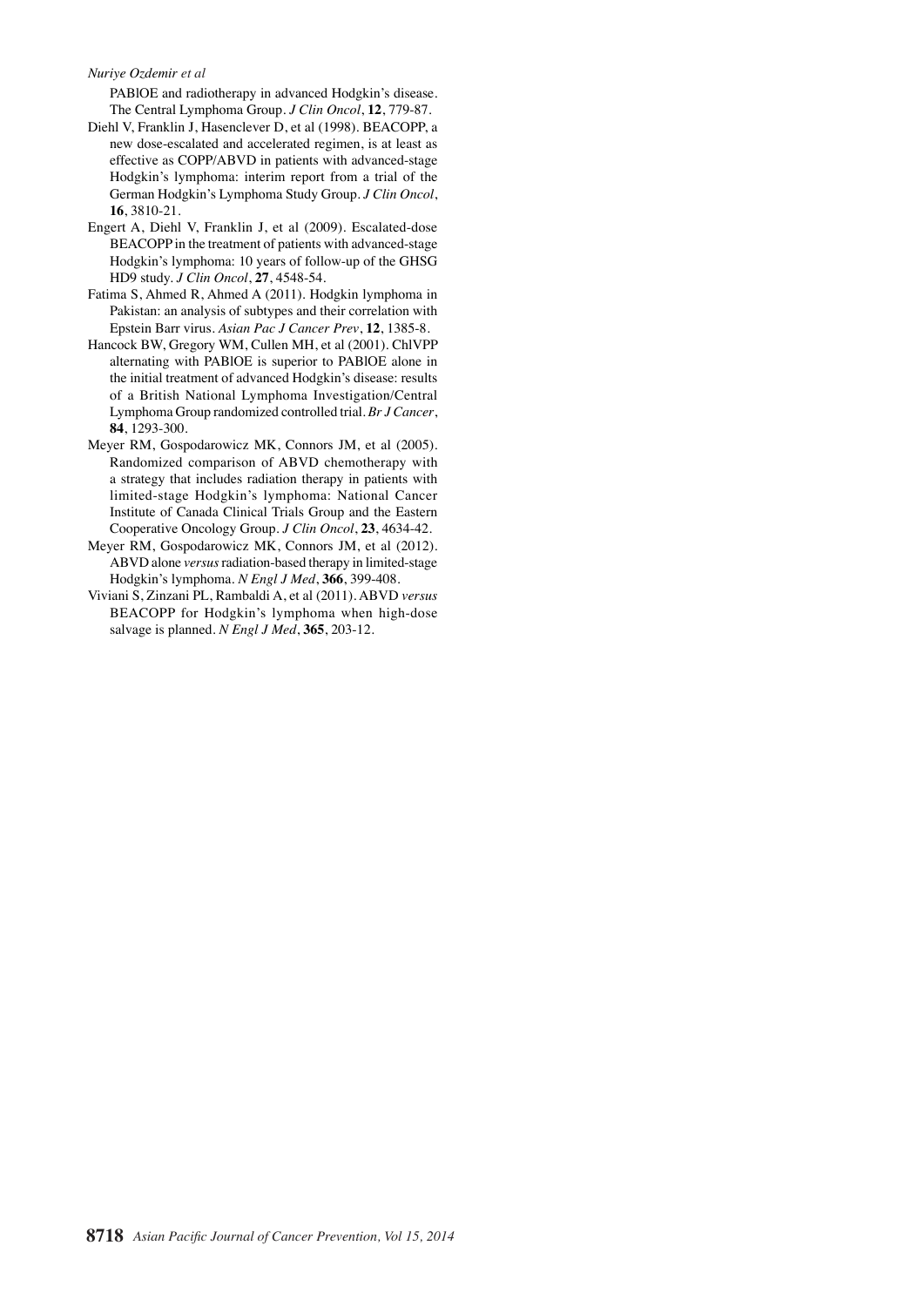PABlOE and radiotherapy in advanced Hodgkin's disease. The Central Lymphoma Group. *J Clin Oncol*, **12**, 779-87.

Diehl V, Franklin J, Hasenclever D, et al (1998). BEACOPP, a new dose-escalated and accelerated regimen, is at least as effective as COPP/ABVD in patients with advanced-stage Hodgkin's lymphoma: interim report from a trial of the German Hodgkin's Lymphoma Study Group. *J Clin Oncol*, **16**, 3810-21.

Engert A, Diehl V, Franklin J, et al (2009). Escalated-dose BEACOPP in the treatment of patients with advanced-stage Hodgkin's lymphoma: 10 years of follow-up of the GHSG HD9 study. *J Clin Oncol*, **27**, 4548-54.

Fatima S, Ahmed R, Ahmed A (2011). Hodgkin lymphoma in Pakistan: an analysis of subtypes and their correlation with Epstein Barr virus. *Asian Pac J Cancer Prev*, **12**, 1385-8.

Hancock BW, Gregory WM, Cullen MH, et al (2001). ChlVPP alternating with PABlOE is superior to PABlOE alone in the initial treatment of advanced Hodgkin's disease: results of a British National Lymphoma Investigation/Central Lymphoma Group randomized controlled trial. *Br J Cancer*, **84**, 1293-300.

Meyer RM, Gospodarowicz MK, Connors JM, et al (2005). Randomized comparison of ABVD chemotherapy with a strategy that includes radiation therapy in patients with limited-stage Hodgkin's lymphoma: National Cancer Institute of Canada Clinical Trials Group and the Eastern Cooperative Oncology Group. *J Clin Oncol*, **23**, 4634-42.

Meyer RM, Gospodarowicz MK, Connors JM, et al (2012). ABVD alone *versus* radiation-based therapy in limited-stage Hodgkin's lymphoma. *N Engl J Med*, **366**, 399-408.

Viviani S, Zinzani PL, Rambaldi A, et al (2011). ABVD *versus* BEACOPP for Hodgkin's lymphoma when high-dose salvage is planned. *N Engl J Med*, **365**, 203-12.